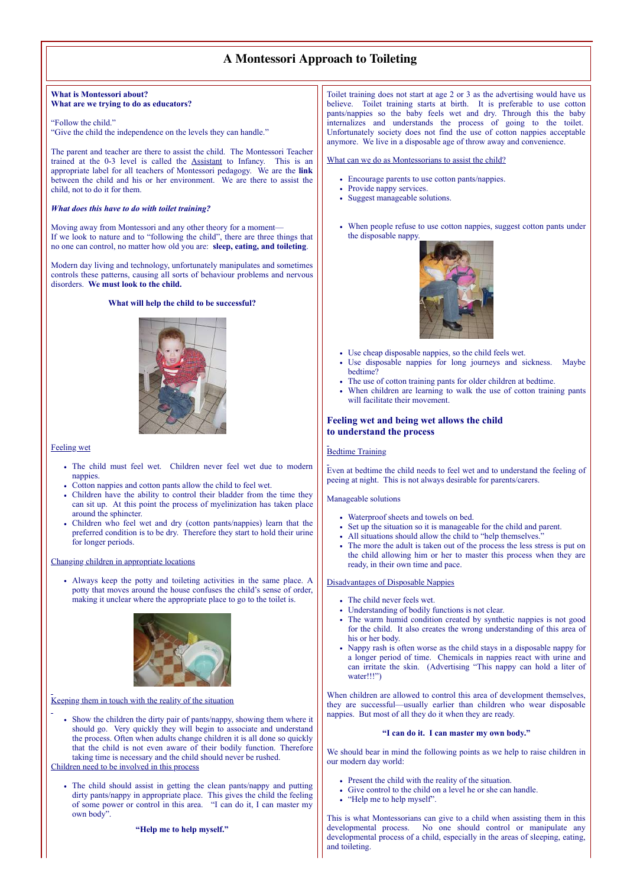# A Montessori Approach to Toileting

**What is Montessori about?**
**What are we trying to do as educators?**

"Follow the child."
"Give the child the independence on the levels they can handle."

The parent and teacher are there to assist the child. The Montessori Teacher trained at the 0-3 level is called the Assistant to Infancy. This is an appropriate label for all teachers of Montessori pedagogy. We are the **link** between the child and his or her environment. We are there to assist the child, not to do it for them.

***What does this have to do with toilet training?***

Moving away from Montessori and any other theory for a moment—
If we look to nature and to "following the child", there are three things that no one can control, no matter how old you are: **sleep, eating, and toileting**.

Modern day living and technology, unfortunately manipulates and sometimes controls these patterns, causing all sorts of behaviour problems and nervous disorders. **We must look to the child.**

**What will help the child to be successful?**

Feeling wet

- The child must feel wet. Children never feel wet due to modern nappies.
- Cotton nappies and cotton pants allow the child to feel wet.
- Children have the ability to control their bladder from the time they can sit up. At this point the process of myelinization has taken place around the sphincter.
- Children who feel wet and dry (cotton pants/nappies) learn that the preferred condition is to be dry. Therefore they start to hold their urine for longer periods.

Changing children in appropriate locations

- Always keep the potty and toileting activities in the same place. A potty that moves around the house confuses the child's sense of order, making it unclear where the appropriate place to go to the toilet is.

Keeping them in touch with the reality of the situation

- Show the children the dirty pair of pants/nappy, showing them where it should go. Very quickly they will begin to associate and understand the process. Often when adults change children it is all done so quickly that the child is not even aware of their bodily function. Therefore taking time is necessary and the child should never be rushed.

Children need to be involved in this process

- The child should assist in getting the clean pants/nappy and putting dirty pants/nappy in appropriate place. This gives the child the feeling of some power or control in this area. "I can do it, I can master my own body".

**"Help me to help myself."**

Toilet training does not start at age 2 or 3 as the advertising would have us believe. Toilet training starts at birth. It is preferable to use cotton pants/nappies so the baby feels wet and dry. Through this the baby internalizes and understands the process of going to the toilet. Unfortunately society does not find the use of cotton nappies acceptable anymore. We live in a disposable age of throw away and convenience.

What can we do as Montessorians to assist the child?

- Encourage parents to use cotton pants/nappies.
- Provide nappy services.
- Suggest manageable solutions.

- When people refuse to use cotton nappies, suggest cotton pants under the disposable nappy.

- Use cheap disposable nappies, so the child feels wet.
- Use disposable nappies for long journeys and sickness. Maybe bedtime?
- The use of cotton training pants for older children at bedtime.
- When children are learning to walk the use of cotton training pants will facilitate their movement.

### Feeling wet and being wet allows the child to understand the process

Bedtime Training

Even at bedtime the child needs to feel wet and to understand the feeling of peeing at night. This is not always desirable for parents/carers.

Manageable solutions

- Waterproof sheets and towels on bed.
- Set up the situation so it is manageable for the child and parent.
- All situations should allow the child to "help themselves."
- The more the adult is taken out of the process the less stress is put on the child allowing him or her to master this process when they are ready, in their own time and pace.

Disadvantages of Disposable Nappies

- The child never feels wet.
- Understanding of bodily functions is not clear.
- The warm humid condition created by synthetic nappies is not good for the child. It also creates the wrong understanding of this area of his or her body.
- Nappy rash is often worse as the child stays in a disposable nappy for a longer period of time. Chemicals in nappies react with urine and can irritate the skin. (Advertising "This nappy can hold a liter of water!!!")

When children are allowed to control this area of development themselves, they are successful—usually earlier than children who wear disposable nappies. But most of all they do it when they are ready.

**"I can do it. I can master my own body."**

We should bear in mind the following points as we help to raise children in our modern day world:

- Present the child with the reality of the situation.
- Give control to the child on a level he or she can handle.
- "Help me to help myself".

This is what Montessorians can give to a child when assisting them in this developmental process. No one should control or manipulate any developmental process of a child, especially in the areas of sleeping, eating, and toileting.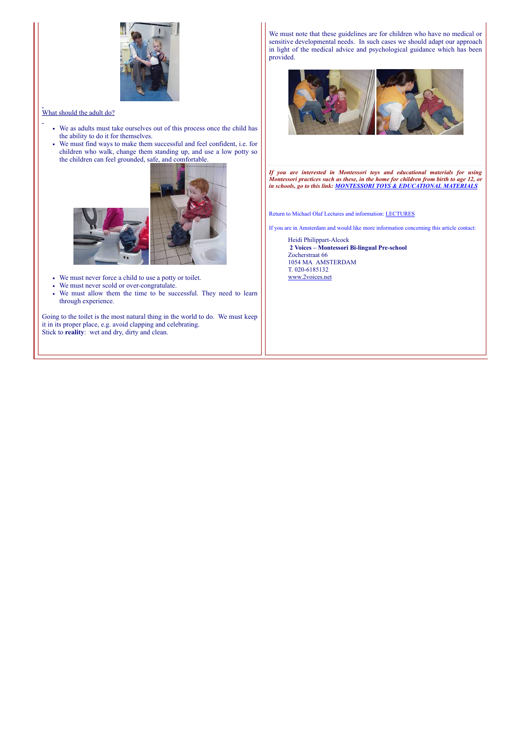What should the adult do?

- We as adults must take ourselves out of this process once the child has the ability to do it for themselves.
- We must find ways to make them successful and feel confident, i.e. for children who walk, change them standing up, and use a low potty so the children can feel grounded, safe, and comfortable.

- We must never force a child to use a potty or toilet.
- We must never scold or over-congratulate.
- We must allow them the time to be successful. They need to learn through experience.

Going to the toilet is the most natural thing in the world to do. We must keep it in its proper place, e.g. avoid clapping and celebrating.
Stick to **reality**: wet and dry, dirty and clean.

We must note that these guidelines are for children who have no medical or sensitive developmental needs. In such cases we should adapt our approach in light of the medical advice and psychological guidance which has been provided.

***If you are interested in Montessori toys and educational materials for using Montessori practices such as these, in the home for children from birth to age 12, or in schools, go to this link: MONTESSORI TOYS & EDUCATIONAL MATERIALS***

Return to Michael Olaf Lectures and information: LECTURES

If you are in Amsterdam and would like more information concerning this article contact:

Heidi Philippart-Alcock
**2 Voices – Montessori Bi-lingual Pre-school**
Zocherstraat 66
1054 MA AMSTERDAM
T. 020-6185132
www.2voices.net